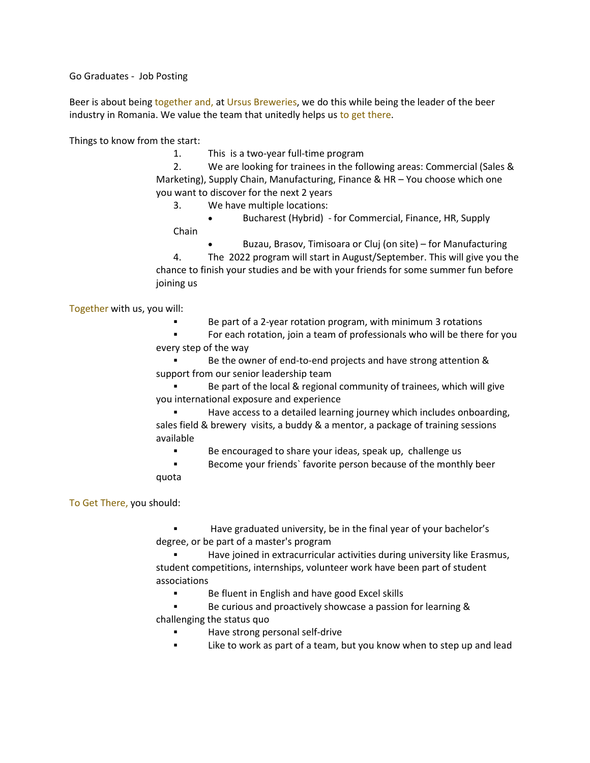Go Graduates - Job Posting

Beer is about being together and, at Ursus Breweries, we do this while being the leader of the beer industry in Romania. We value the team that unitedly helps us to get there.

Things to know from the start:

1. This is a two-year full-time program
2. We are looking for trainees in the following areas: Commercial (Sales & Marketing), Supply Chain, Manufacturing, Finance & HR – You choose which one you want to discover for the next 2 years
3. We have multiple locations:
   - Bucharest (Hybrid) - for Commercial, Finance, HR, Supply Chain
   - Buzau, Brasov, Timisoara or Cluj (on site) – for Manufacturing
4. The 2022 program will start in August/September. This will give you the chance to finish your studies and be with your friends for some summer fun before joining us

Together with us, you will:

- Be part of a 2-year rotation program, with minimum 3 rotations
- For each rotation, join a team of professionals who will be there for you every step of the way
- Be the owner of end-to-end projects and have strong attention & support from our senior leadership team
- Be part of the local & regional community of trainees, which will give you international exposure and experience
- Have access to a detailed learning journey which includes onboarding, sales field & brewery visits, a buddy & a mentor, a package of training sessions available
- Be encouraged to share your ideas, speak up, challenge us
- Become your friends` favorite person because of the monthly beer quota

To Get There, you should:

- Have graduated university, be in the final year of your bachelor's degree, or be part of a master's program
- Have joined in extracurricular activities during university like Erasmus, student competitions, internships, volunteer work have been part of student associations
- Be fluent in English and have good Excel skills
- Be curious and proactively showcase a passion for learning & challenging the status quo
- Have strong personal self-drive
- Like to work as part of a team, but you know when to step up and lead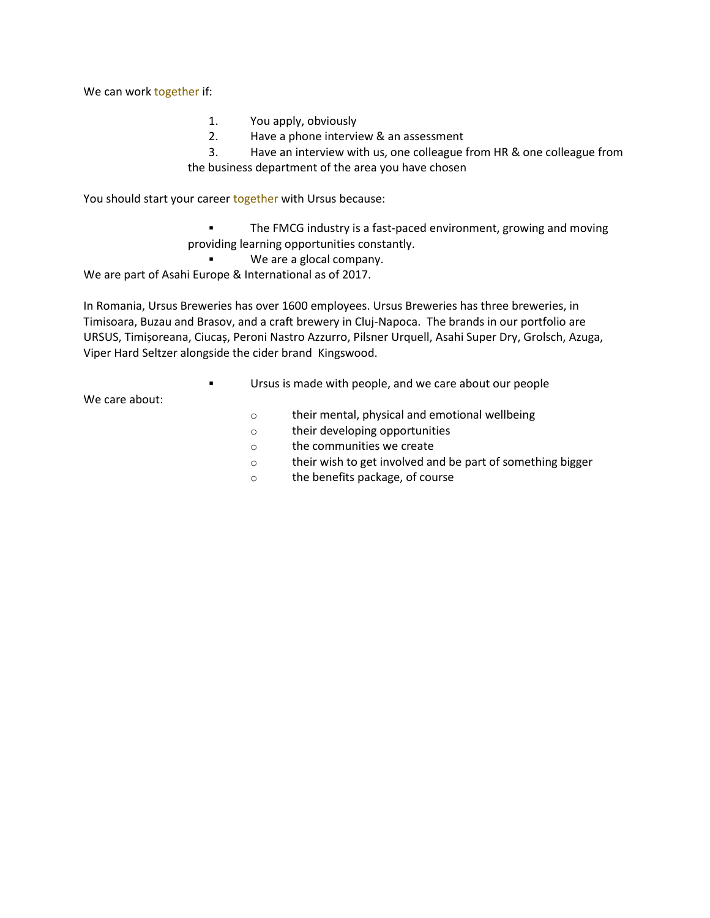We can work together if:

1. You apply, obviously
2. Have a phone interview & an assessment
3. Have an interview with us, one colleague from HR & one colleague from the business department of the area you have chosen

You should start your career together with Ursus because:

- The FMCG industry is a fast-paced environment, growing and moving providing learning opportunities constantly.
- We are a glocal company.

We are part of Asahi Europe & International as of 2017.

In Romania, Ursus Breweries has over 1600 employees. Ursus Breweries has three breweries, in Timisoara, Buzau and Brasov, and a craft brewery in Cluj-Napoca. The brands in our portfolio are URSUS, Timișoreana, Ciucaș, Peroni Nastro Azzurro, Pilsner Urquell, Asahi Super Dry, Grolsch, Azuga, Viper Hard Seltzer alongside the cider brand Kingswood.

- Ursus is made with people, and we care about our people

We care about:

- their mental, physical and emotional wellbeing
- their developing opportunities
- the communities we create
- their wish to get involved and be part of something bigger
- the benefits package, of course